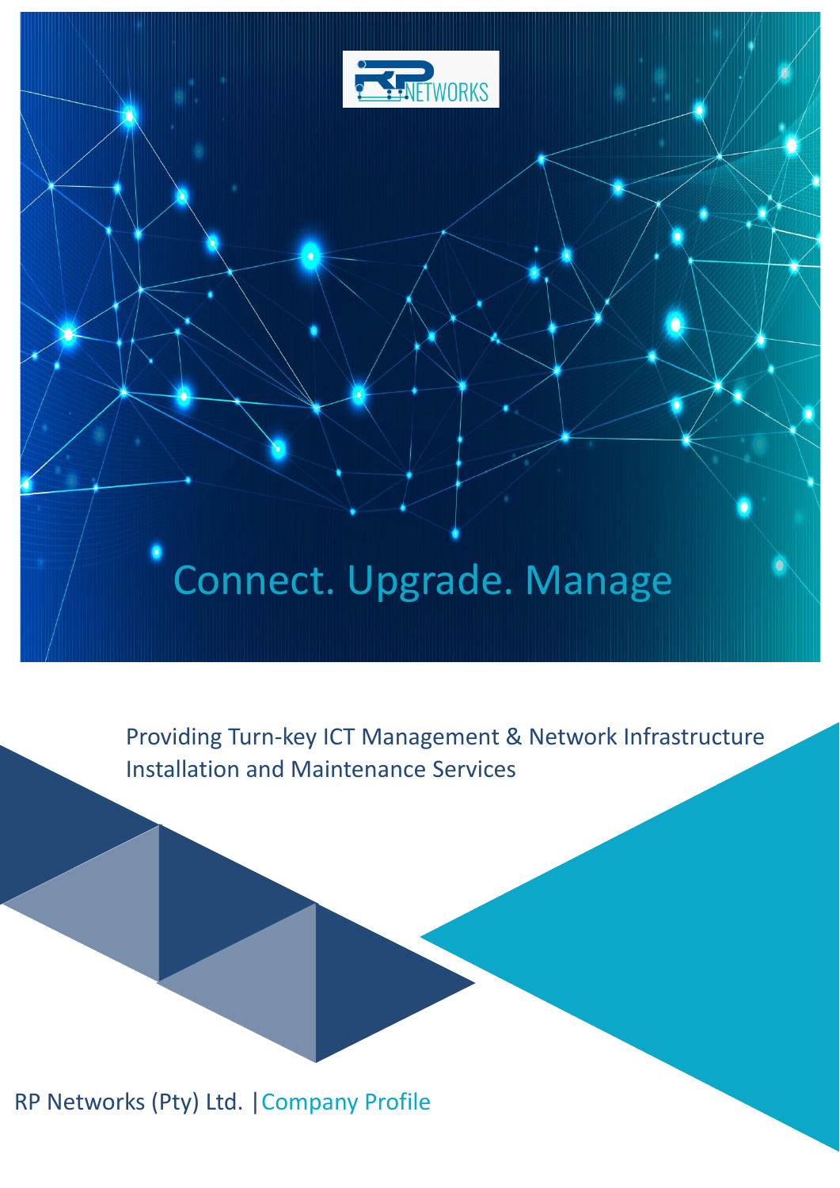RP NETWORKS

# Connect. Upgrade. Manage

Providing Turn-key ICT Management & Network Infrastructure Installation and Maintenance Services

RP Networks (Pty) Ltd. | Company Profile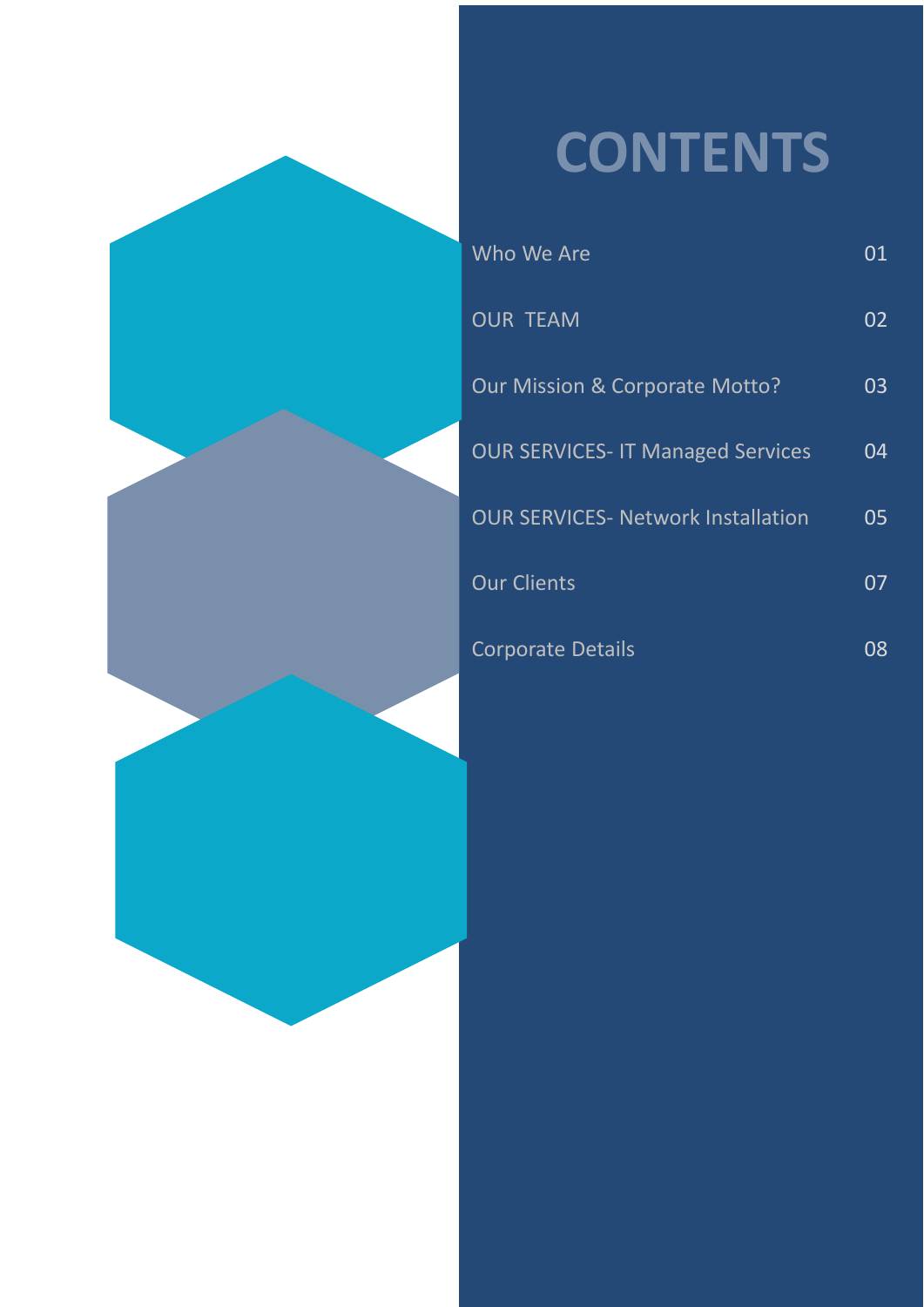# CONTENTS

| | |
|---|---|
| Who We Are | 01 |
| OUR  TEAM | 02 |
| Our Mission & Corporate Motto? | 03 |
| OUR SERVICES- IT Managed Services | 04 |
| OUR SERVICES- Network Installation | 05 |
| Our Clients | 07 |
| Corporate Details | 08 |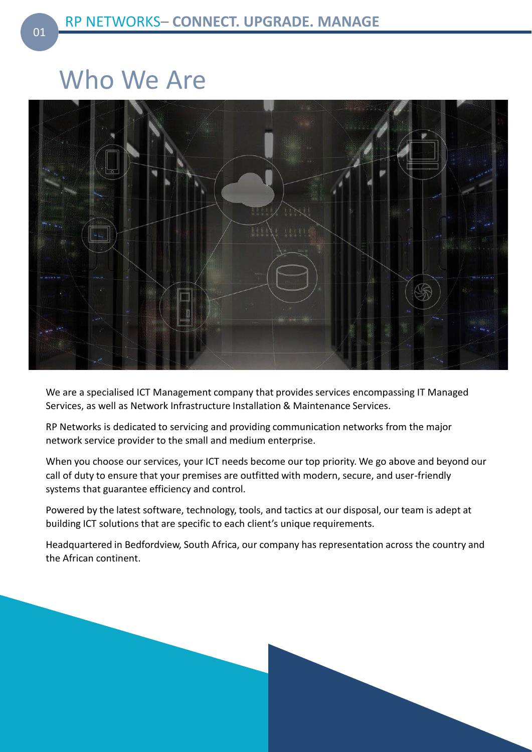# Who We Are

We are a specialised ICT Management company that provides services encompassing IT Managed Services, as well as Network Infrastructure Installation & Maintenance Services.

RP Networks is dedicated to servicing and providing communication networks from the major network service provider to the small and medium enterprise.

When you choose our services, your ICT needs become our top priority. We go above and beyond our call of duty to ensure that your premises are outfitted with modern, secure, and user-friendly systems that guarantee efficiency and control.

Powered by the latest software, technology, tools, and tactics at our disposal, our team is adept at building ICT solutions that are specific to each client's unique requirements.

Headquartered in Bedfordview, South Africa, our company has representation across the country and the African continent.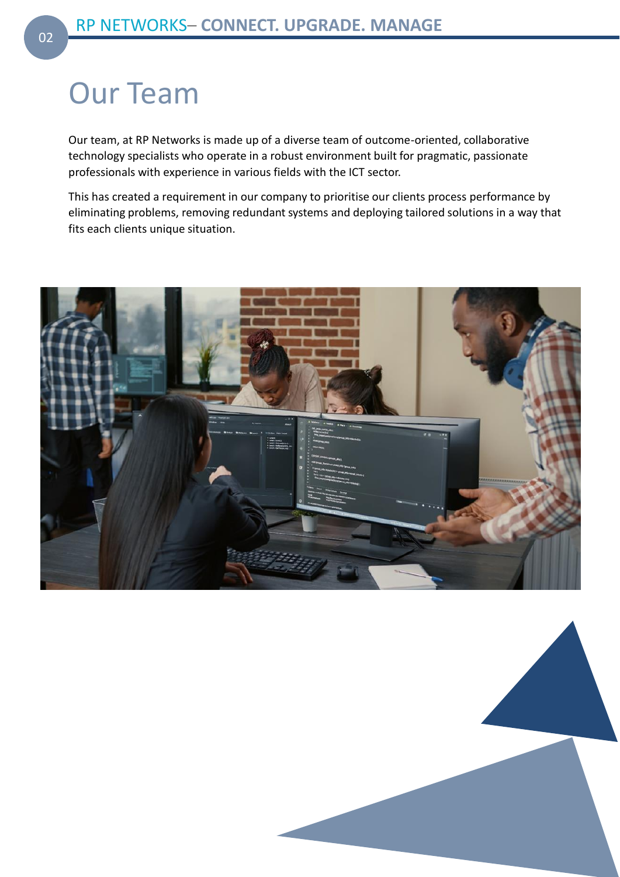# Our Team

Our team, at RP Networks is made up of a diverse team of outcome-oriented, collaborative technology specialists who operate in a robust environment built for pragmatic, passionate professionals with experience in various fields with the ICT sector.

This has created a requirement in our company to prioritise our clients process performance by eliminating problems, removing redundant systems and deploying tailored solutions in a way that fits each clients unique situation.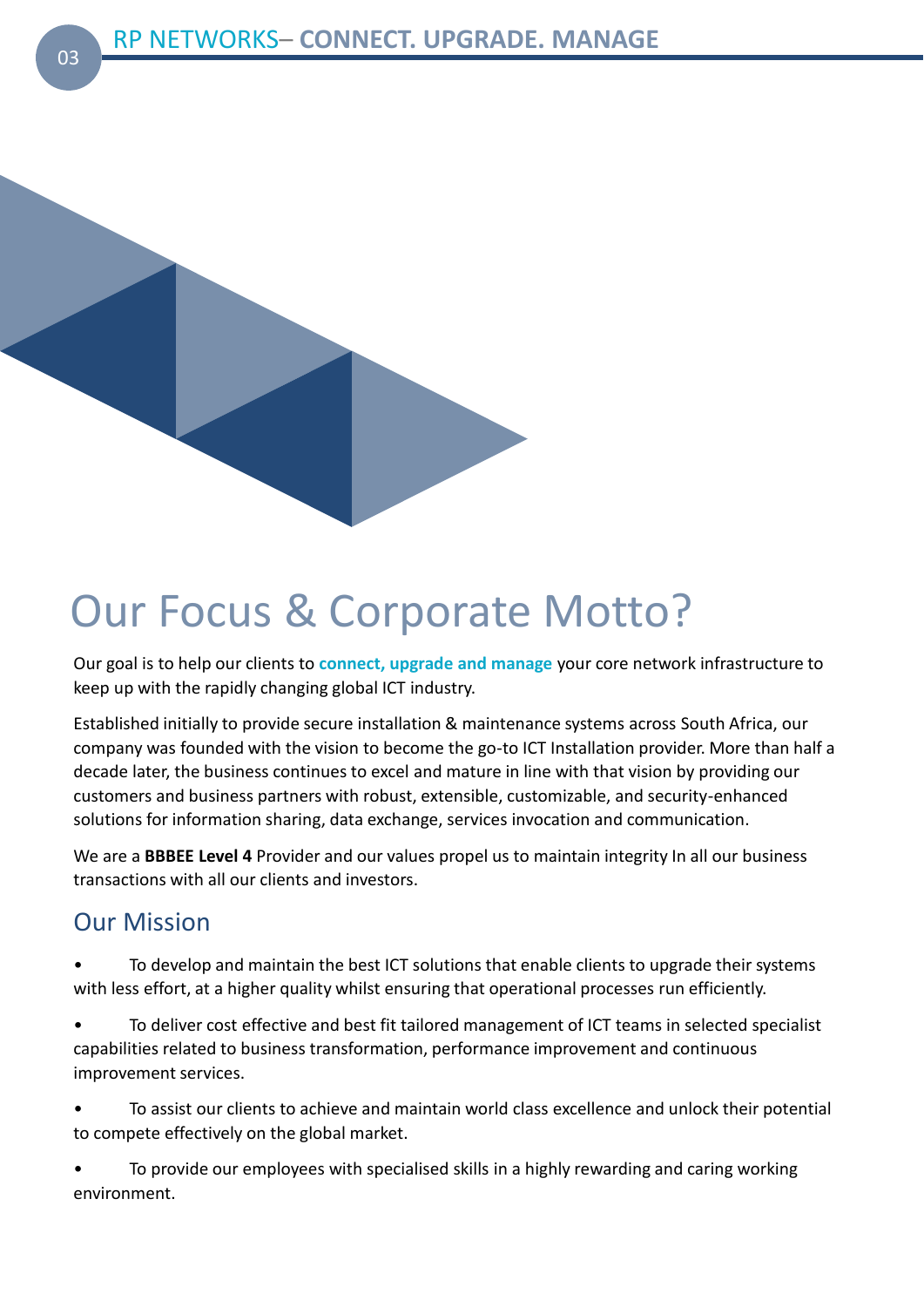# Our Focus & Corporate Motto?

Our goal is to help our clients to **connect, upgrade and manage** your core network infrastructure to keep up with the rapidly changing global ICT industry.

Established initially to provide secure installation & maintenance systems across South Africa, our company was founded with the vision to become the go-to ICT Installation provider. More than half a decade later, the business continues to excel and mature in line with that vision by providing our customers and business partners with robust, extensible, customizable, and security-enhanced solutions for information sharing, data exchange, services invocation and communication.

We are a **BBBEE Level 4** Provider and our values propel us to maintain integrity In all our business transactions with all our clients and investors.

## Our Mission

- To develop and maintain the best ICT solutions that enable clients to upgrade their systems with less effort, at a higher quality whilst ensuring that operational processes run efficiently.
- To deliver cost effective and best fit tailored management of ICT teams in selected specialist capabilities related to business transformation, performance improvement and continuous improvement services.
- To assist our clients to achieve and maintain world class excellence and unlock their potential to compete effectively on the global market.
- To provide our employees with specialised skills in a highly rewarding and caring working environment.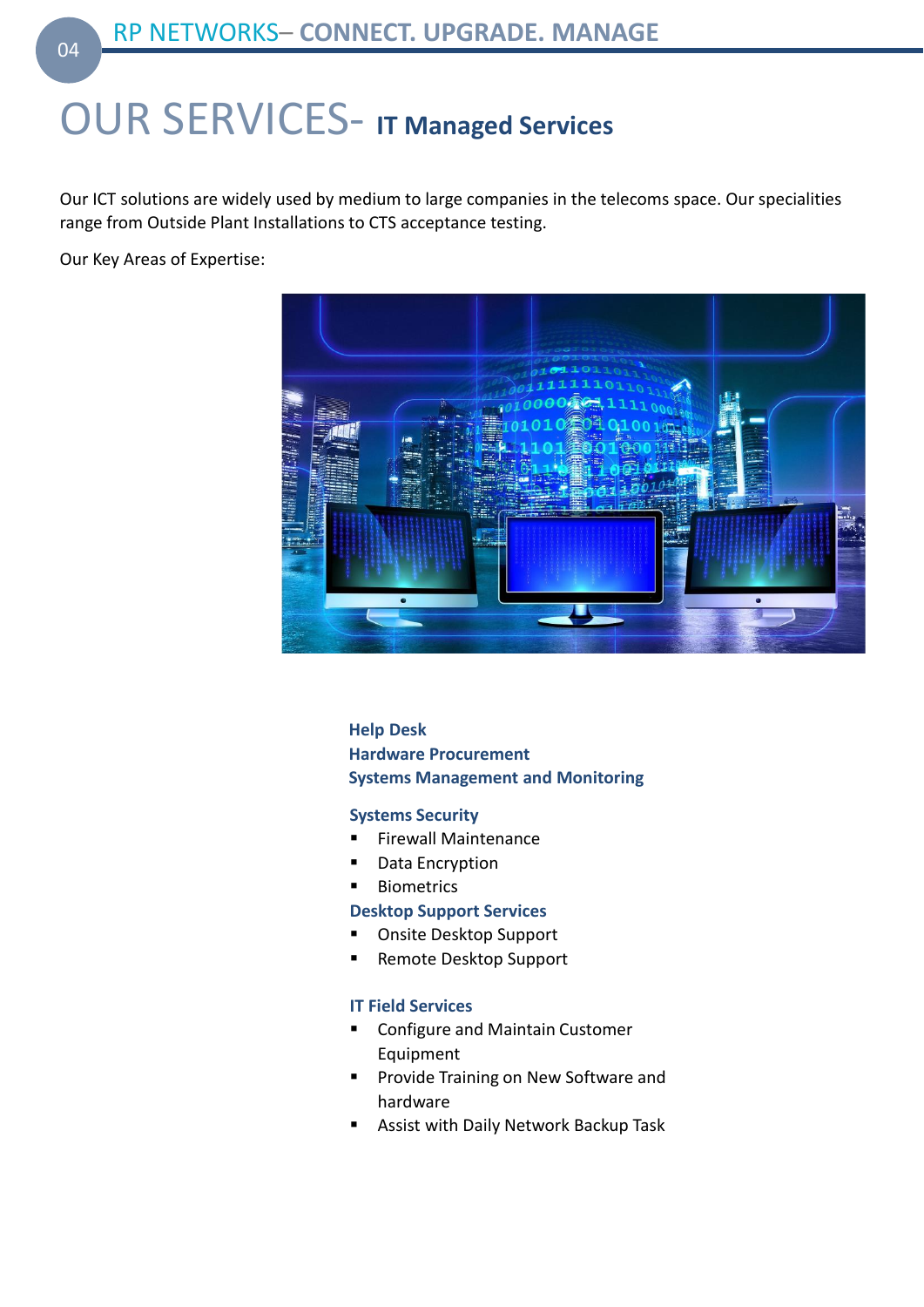# OUR SERVICES- IT Managed Services

Our ICT solutions are widely used by medium to large companies in the telecoms space. Our specialities range from Outside Plant Installations to CTS acceptance testing.

Our Key Areas of Expertise:

**Help Desk**
**Hardware Procurement**
**Systems Management and Monitoring**

**Systems Security**

- Firewall Maintenance
- Data Encryption
- Biometrics

**Desktop Support Services**

- Onsite Desktop Support
- Remote Desktop Support

**IT Field Services**

- Configure and Maintain Customer Equipment
- Provide Training on New Software and hardware
- Assist with Daily Network Backup Task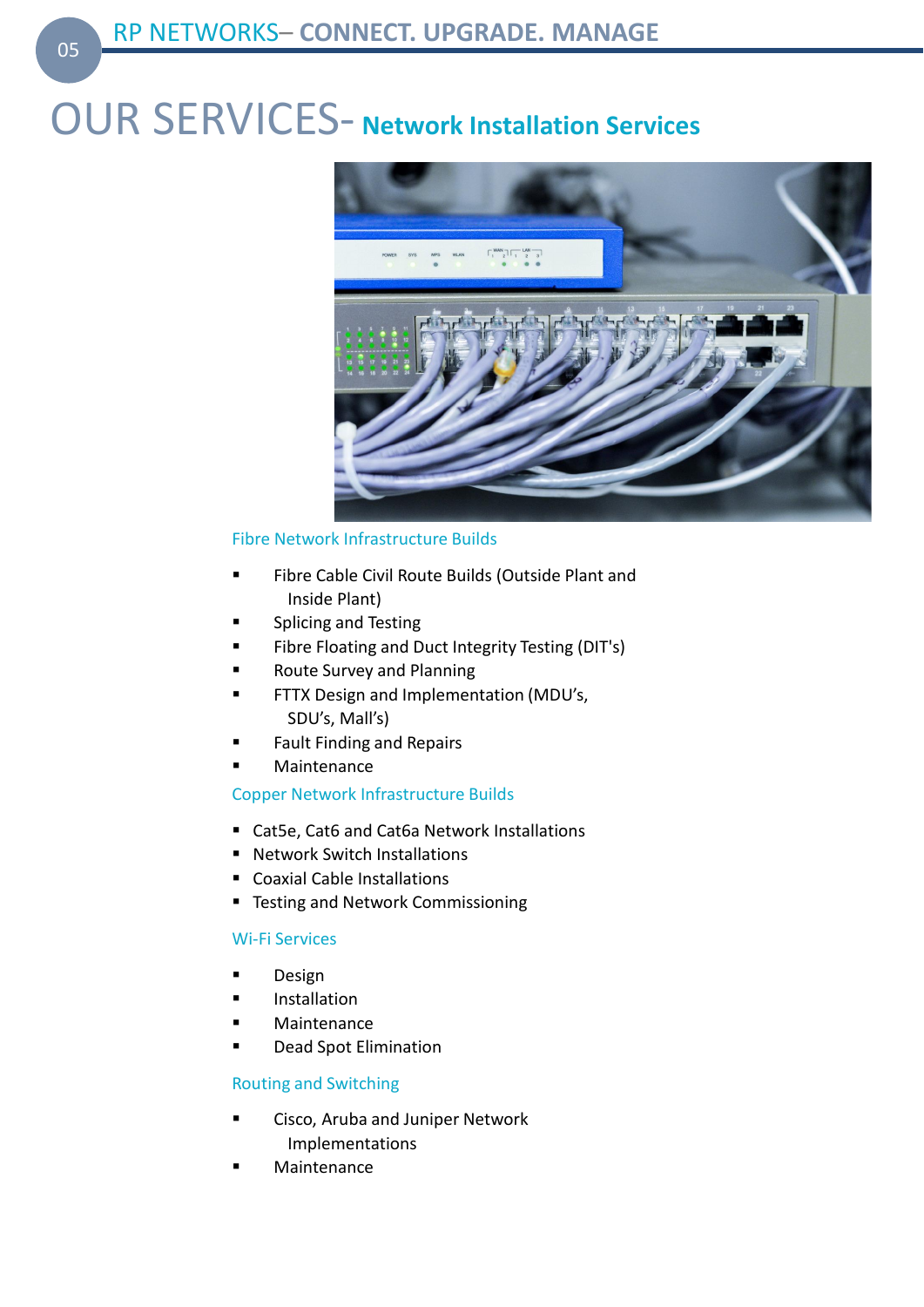# OUR SERVICES- Network Installation Services

### Fibre Network Infrastructure Builds

- Fibre Cable Civil Route Builds (Outside Plant and Inside Plant)
- Splicing and Testing
- Fibre Floating and Duct Integrity Testing (DIT's)
- Route Survey and Planning
- FTTX Design and Implementation (MDU's, SDU's, Mall's)
- Fault Finding and Repairs
- Maintenance

### Copper Network Infrastructure Builds

- Cat5e, Cat6 and Cat6a Network Installations
- Network Switch Installations
- Coaxial Cable Installations
- Testing and Network Commissioning

### Wi-Fi Services

- Design
- Installation
- Maintenance
- Dead Spot Elimination

### Routing and Switching

- Cisco, Aruba and Juniper Network Implementations
- Maintenance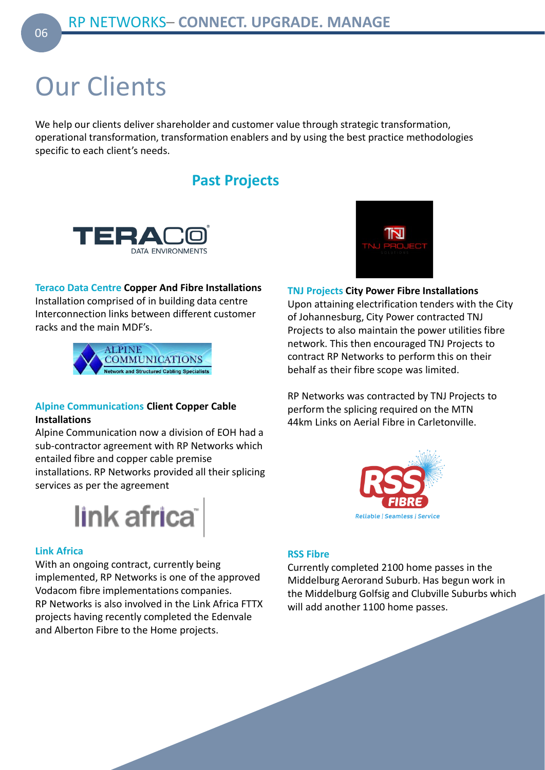# Our Clients

We help our clients deliver shareholder and customer value through strategic transformation, operational transformation, transformation enablers and by using the best practice methodologies specific to each client's needs.

## Past Projects

### Teraco Data Centre **Copper And Fibre Installations**

Installation comprised of in building data centre Interconnection links between different customer racks and the main MDF's.

### Alpine Communications **Client Copper Cable Installations**

Alpine Communication now a division of EOH had a sub-contractor agreement with RP Networks which entailed fibre and copper cable premise installations. RP Networks provided all their splicing services as per the agreement

### Link Africa

With an ongoing contract, currently being implemented, RP Networks is one of the approved Vodacom fibre implementations companies.
RP Networks is also involved in the Link Africa FTTX projects having recently completed the Edenvale and Alberton Fibre to the Home projects.

### TNJ Projects **City Power Fibre Installations**

Upon attaining electrification tenders with the City of Johannesburg, City Power contracted TNJ Projects to also maintain the power utilities fibre network. This then encouraged TNJ Projects to contract RP Networks to perform this on their behalf as their fibre scope was limited.

RP Networks was contracted by TNJ Projects to perform the splicing required on the MTN 44km Links on Aerial Fibre in Carletonville.

### RSS Fibre

Currently completed 2100 home passes in the Middelburg Aerorand Suburb. Has begun work in the Middelburg Golfsig and Clubville Suburbs which will add another 1100 home passes.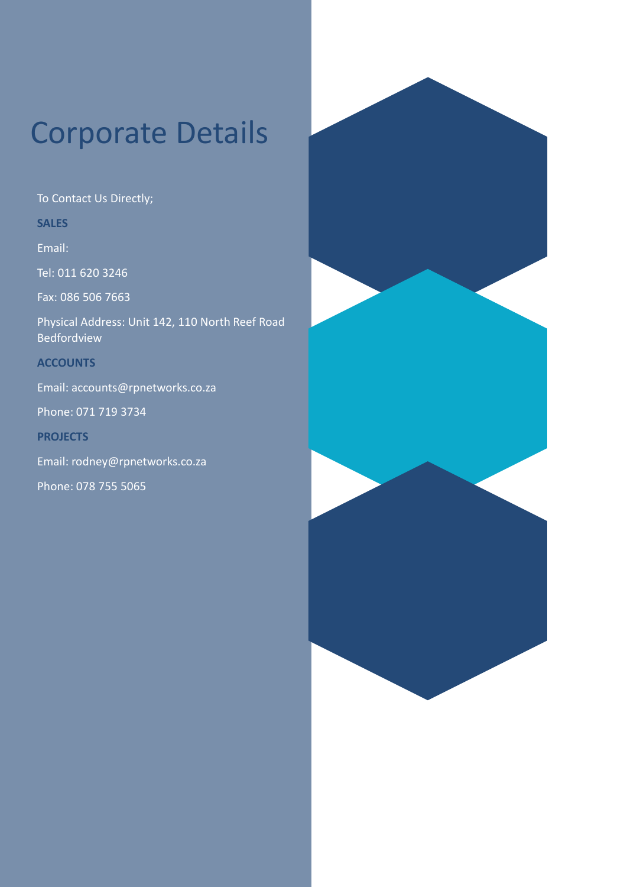# Corporate Details

To Contact Us Directly;

**SALES**

Email:

Tel: 011 620 3246

Fax: 086 506 7663

Physical Address: Unit 142, 110 North Reef Road Bedfordview

**ACCOUNTS**

Email: accounts@rpnetworks.co.za

Phone: 071 719 3734

**PROJECTS**

Email: rodney@rpnetworks.co.za

Phone: 078 755 5065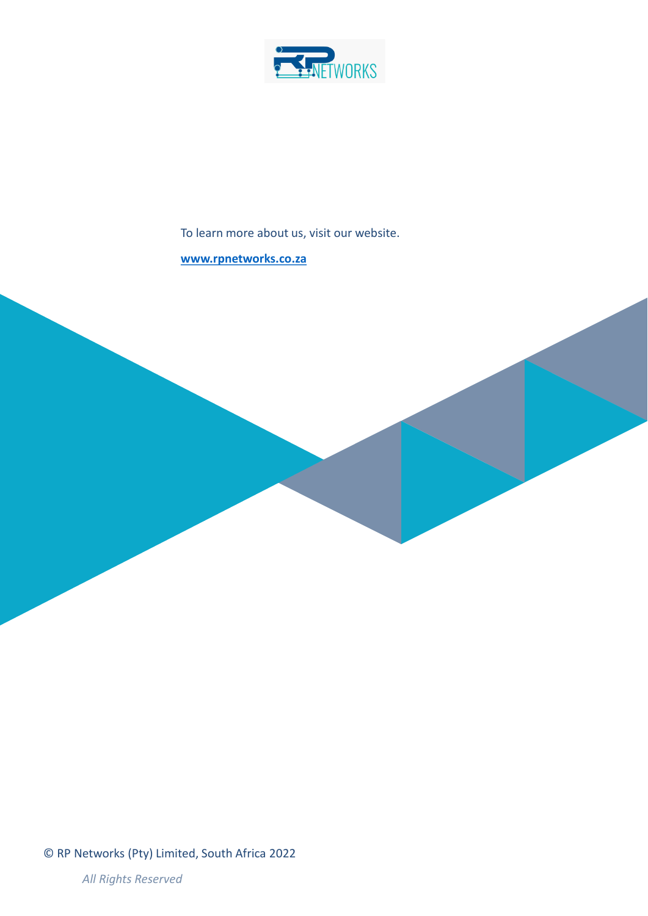To learn more about us, visit our website.

**[www.rpnetworks.co.za](http://www.rpnetworks.co.za)**

© RP Networks (Pty) Limited, South Africa 2022

*All Rights Reserved*